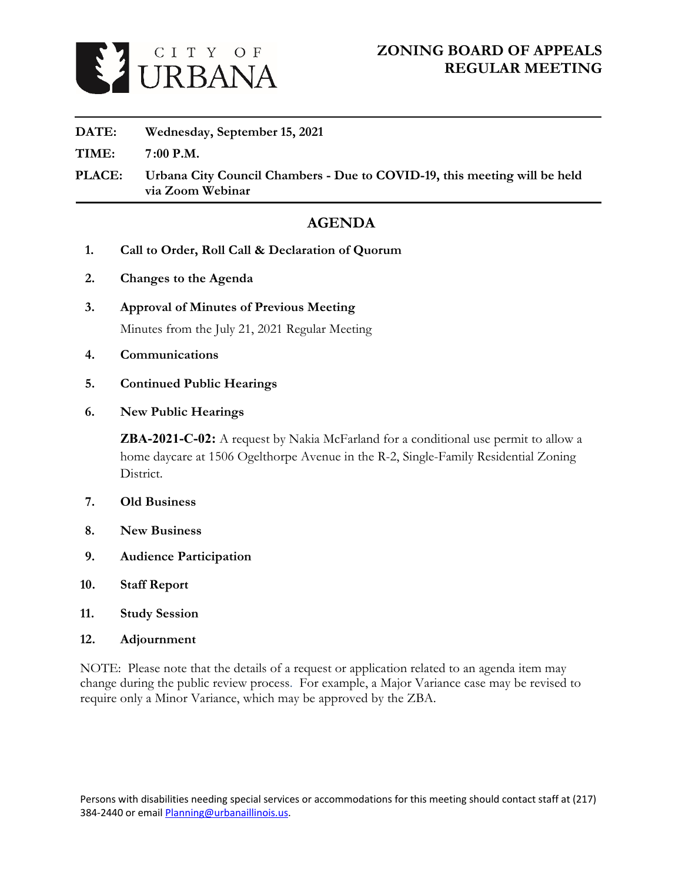CITY OF URBANA

# ZONING BOARD OF APPEALS REGULAR MEETING

**DATE:** Wednesday, September 15, 2021

**TIME:** 7:00 P.M.

**PLACE:** Urbana City Council Chambers - Due to COVID-19, this meeting will be held via Zoom Webinar

## AGENDA

1. **Call to Order, Roll Call & Declaration of Quorum**
2. **Changes to the Agenda**
3. **Approval of Minutes of Previous Meeting**

   Minutes from the July 21, 2021 Regular Meeting
4. **Communications**
5. **Continued Public Hearings**
6. **New Public Hearings**

   **ZBA-2021-C-02:** A request by Nakia McFarland for a conditional use permit to allow a home daycare at 1506 Ogelthorpe Avenue in the R-2, Single-Family Residential Zoning District.
7. **Old Business**
8. **New Business**
9. **Audience Participation**
10. **Staff Report**
11. **Study Session**
12. **Adjournment**

NOTE: Please note that the details of a request or application related to an agenda item may change during the public review process. For example, a Major Variance case may be revised to require only a Minor Variance, which may be approved by the ZBA.

Persons with disabilities needing special services or accommodations for this meeting should contact staff at (217) 384-2440 or email Planning@urbanaillinois.us.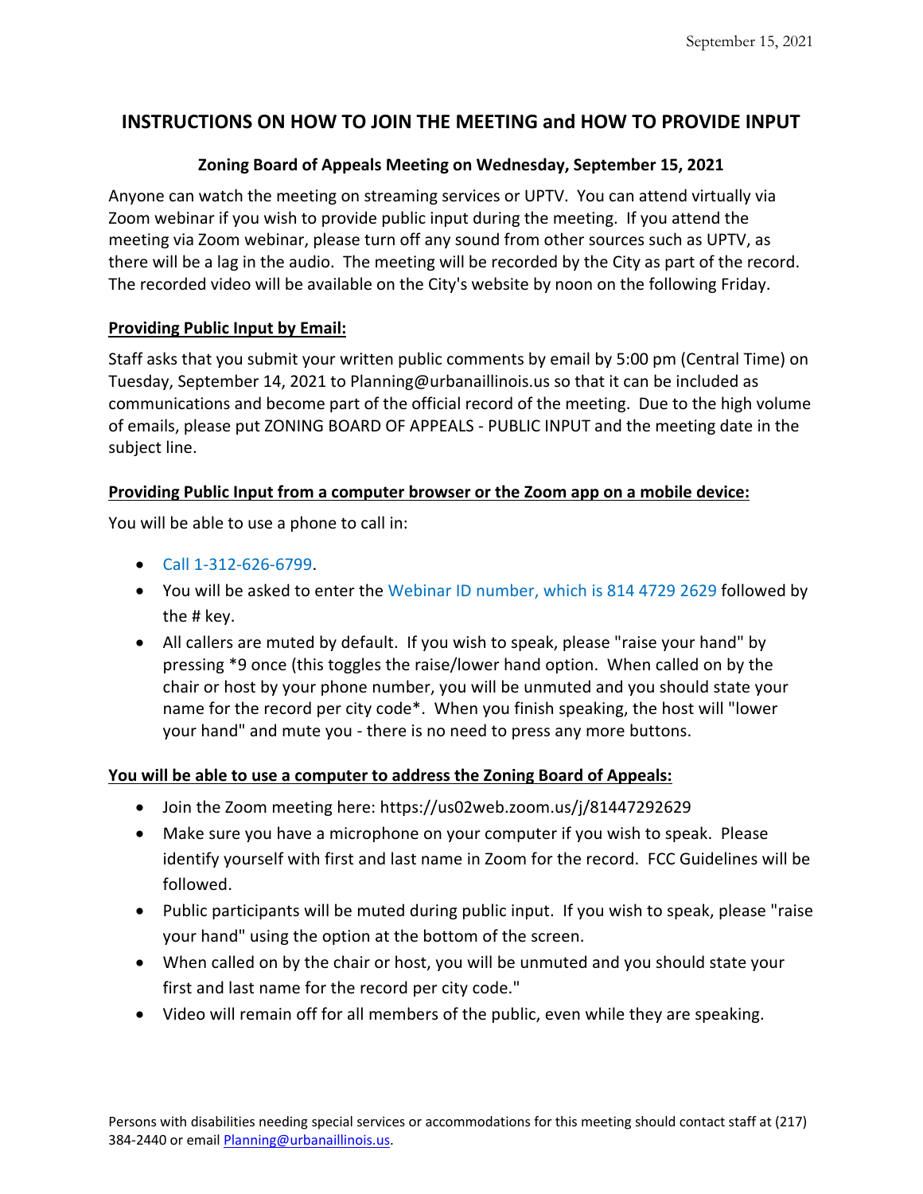## INSTRUCTIONS ON HOW TO JOIN THE MEETING and HOW TO PROVIDE INPUT

### Zoning Board of Appeals Meeting on Wednesday, September 15, 2021

Anyone can watch the meeting on streaming services or UPTV. You can attend virtually via Zoom webinar if you wish to provide public input during the meeting. If you attend the meeting via Zoom webinar, please turn off any sound from other sources such as UPTV, as there will be a lag in the audio. The meeting will be recorded by the City as part of the record. The recorded video will be available on the City's website by noon on the following Friday.

**Providing Public Input by Email:**

Staff asks that you submit your written public comments by email by 5:00 pm (Central Time) on Tuesday, September 14, 2021 to Planning@urbanaillinois.us so that it can be included as communications and become part of the official record of the meeting. Due to the high volume of emails, please put ZONING BOARD OF APPEALS - PUBLIC INPUT and the meeting date in the subject line.

**Providing Public Input from a computer browser or the Zoom app on a mobile device:**

You will be able to use a phone to call in:

- Call 1-312-626-6799.
- You will be asked to enter the Webinar ID number, which is 814 4729 2629 followed by the # key.
- All callers are muted by default. If you wish to speak, please "raise your hand" by pressing *9 once (this toggles the raise/lower hand option. When called on by the chair or host by your phone number, you will be unmuted and you should state your name for the record per city code*. When you finish speaking, the host will "lower your hand" and mute you - there is no need to press any more buttons.

**You will be able to use a computer to address the Zoning Board of Appeals:**

- Join the Zoom meeting here: https://us02web.zoom.us/j/81447292629
- Make sure you have a microphone on your computer if you wish to speak. Please identify yourself with first and last name in Zoom for the record. FCC Guidelines will be followed.
- Public participants will be muted during public input. If you wish to speak, please "raise your hand" using the option at the bottom of the screen.
- When called on by the chair or host, you will be unmuted and you should state your first and last name for the record per city code."
- Video will remain off for all members of the public, even while they are speaking.

Persons with disabilities needing special services or accommodations for this meeting should contact staff at (217) 384-2440 or email Planning@urbanaillinois.us.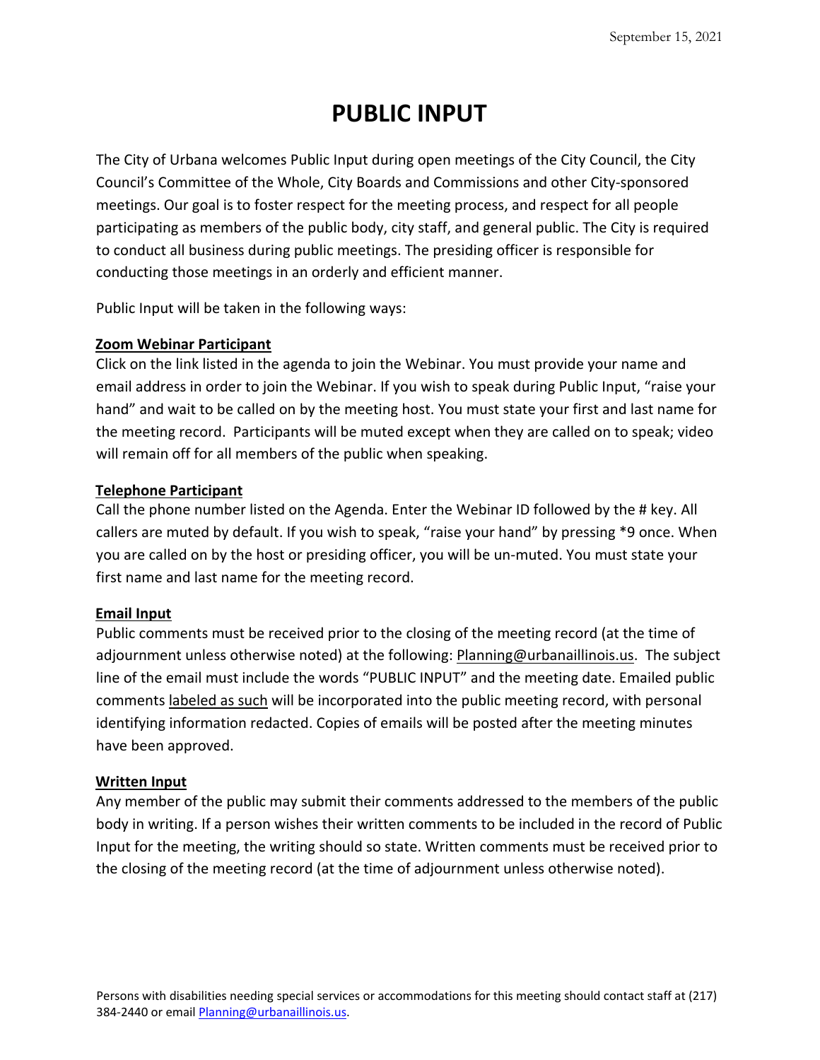September 15, 2021

# PUBLIC INPUT

The City of Urbana welcomes Public Input during open meetings of the City Council, the City Council's Committee of the Whole, City Boards and Commissions and other City-sponsored meetings. Our goal is to foster respect for the meeting process, and respect for all people participating as members of the public body, city staff, and general public. The City is required to conduct all business during public meetings. The presiding officer is responsible for conducting those meetings in an orderly and efficient manner.

Public Input will be taken in the following ways:

**Zoom Webinar Participant**

Click on the link listed in the agenda to join the Webinar. You must provide your name and email address in order to join the Webinar. If you wish to speak during Public Input, "raise your hand" and wait to be called on by the meeting host. You must state your first and last name for the meeting record. Participants will be muted except when they are called on to speak; video will remain off for all members of the public when speaking.

**Telephone Participant**

Call the phone number listed on the Agenda. Enter the Webinar ID followed by the # key. All callers are muted by default. If you wish to speak, "raise your hand" by pressing *9 once. When you are called on by the host or presiding officer, you will be un-muted. You must state your first name and last name for the meeting record.

**Email Input**

Public comments must be received prior to the closing of the meeting record (at the time of adjournment unless otherwise noted) at the following: Planning@urbanaillinois.us. The subject line of the email must include the words "PUBLIC INPUT" and the meeting date. Emailed public comments labeled as such will be incorporated into the public meeting record, with personal identifying information redacted. Copies of emails will be posted after the meeting minutes have been approved.

**Written Input**

Any member of the public may submit their comments addressed to the members of the public body in writing. If a person wishes their written comments to be included in the record of Public Input for the meeting, the writing should so state. Written comments must be received prior to the closing of the meeting record (at the time of adjournment unless otherwise noted).

Persons with disabilities needing special services or accommodations for this meeting should contact staff at (217) 384-2440 or email Planning@urbanaillinois.us.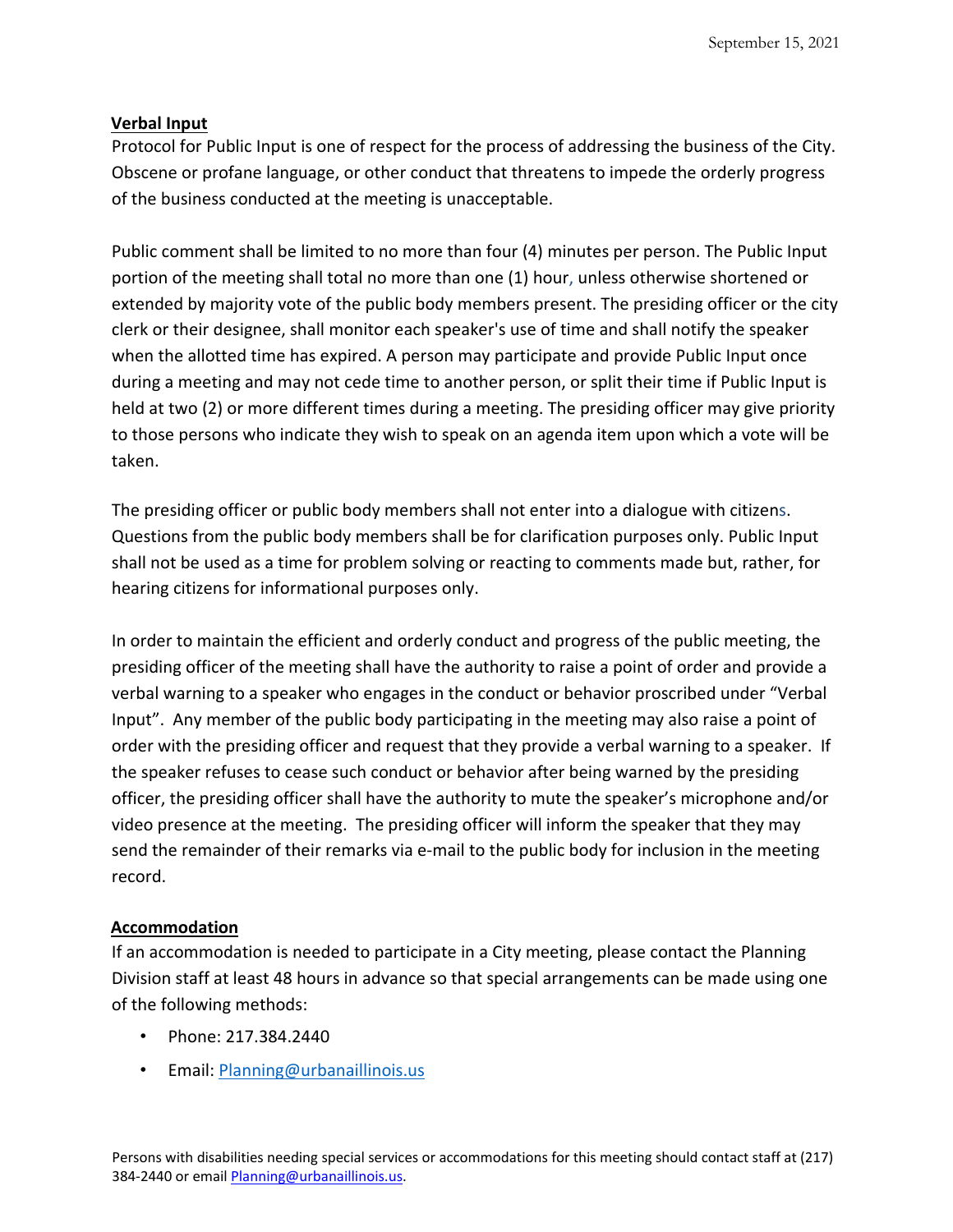## Verbal Input

Protocol for Public Input is one of respect for the process of addressing the business of the City. Obscene or profane language, or other conduct that threatens to impede the orderly progress of the business conducted at the meeting is unacceptable.

Public comment shall be limited to no more than four (4) minutes per person. The Public Input portion of the meeting shall total no more than one (1) hour, unless otherwise shortened or extended by majority vote of the public body members present. The presiding officer or the city clerk or their designee, shall monitor each speaker's use of time and shall notify the speaker when the allotted time has expired. A person may participate and provide Public Input once during a meeting and may not cede time to another person, or split their time if Public Input is held at two (2) or more different times during a meeting. The presiding officer may give priority to those persons who indicate they wish to speak on an agenda item upon which a vote will be taken.

The presiding officer or public body members shall not enter into a dialogue with citizens. Questions from the public body members shall be for clarification purposes only. Public Input shall not be used as a time for problem solving or reacting to comments made but, rather, for hearing citizens for informational purposes only.

In order to maintain the efficient and orderly conduct and progress of the public meeting, the presiding officer of the meeting shall have the authority to raise a point of order and provide a verbal warning to a speaker who engages in the conduct or behavior proscribed under "Verbal Input". Any member of the public body participating in the meeting may also raise a point of order with the presiding officer and request that they provide a verbal warning to a speaker. If the speaker refuses to cease such conduct or behavior after being warned by the presiding officer, the presiding officer shall have the authority to mute the speaker's microphone and/or video presence at the meeting. The presiding officer will inform the speaker that they may send the remainder of their remarks via e-mail to the public body for inclusion in the meeting record.

## Accommodation

If an accommodation is needed to participate in a City meeting, please contact the Planning Division staff at least 48 hours in advance so that special arrangements can be made using one of the following methods:

- Phone: 217.384.2440
- Email: Planning@urbanaillinois.us

Persons with disabilities needing special services or accommodations for this meeting should contact staff at (217) 384-2440 or email Planning@urbanaillinois.us.